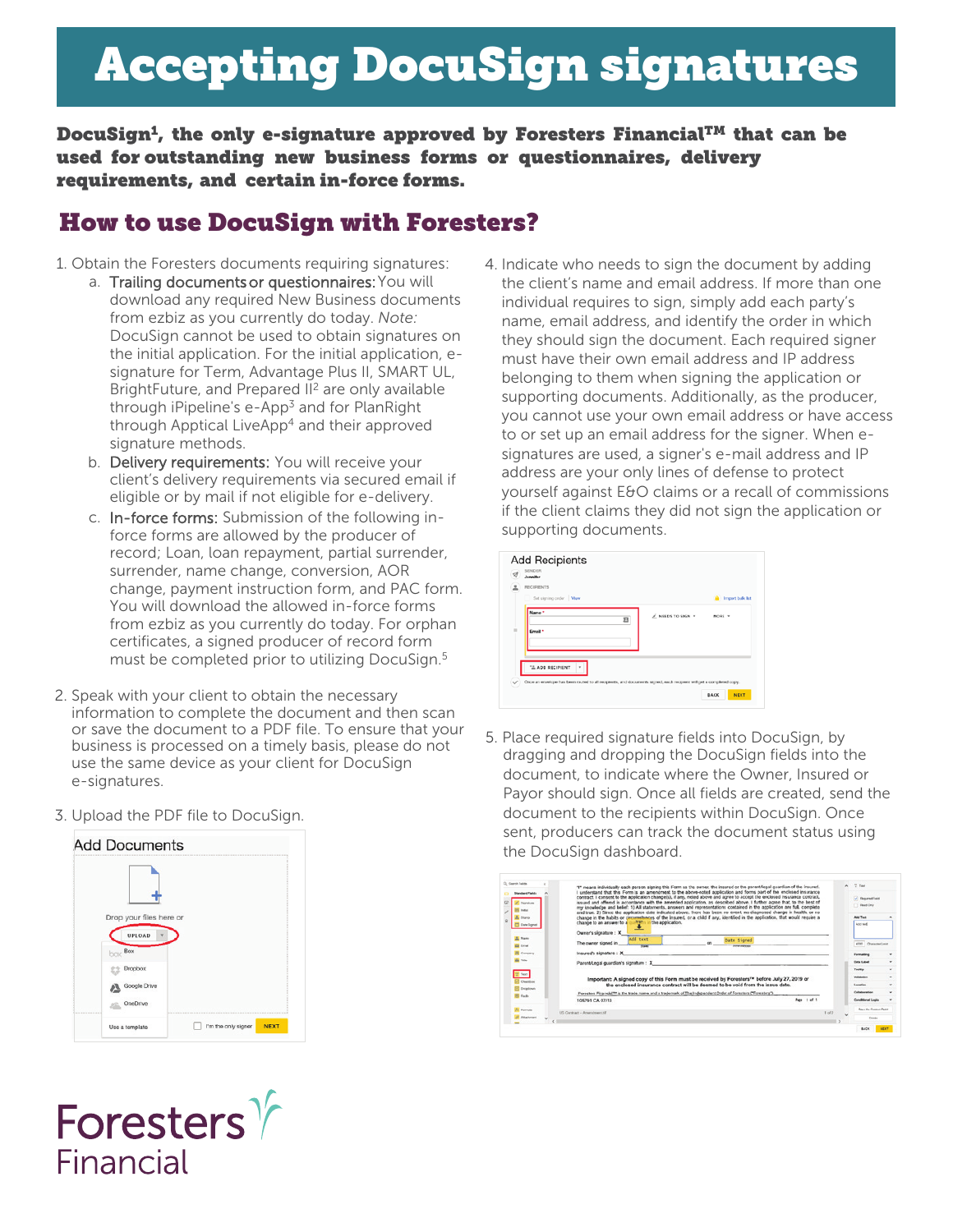# Accepting DocuSign signatures

**DocuSign[1], the only e-signature approved by Foresters Financial™ that can be used for outstanding new business forms or questionnaires, delivery requirements, and certain in-force forms.**

## How to use DocuSign with Foresters?

1. Obtain the Foresters documents requiring signatures:
   a. Trailing documents or questionnaires: You will download any required New Business documents from ezbiz as you currently do today. *Note:* DocuSign cannot be used to obtain signatures on the initial application. For the initial application, e-signature for Term, Advantage Plus II, SMART UL, BrightFuture, and Prepared II[2] are only available through iPipeline's e-App[3] and for PlanRight through Apptical LiveApp[4] and their approved signature methods.
   b. Delivery requirements: You will receive your client's delivery requirements via secured email if eligible or by mail if not eligible for e-delivery.
   c. In-force forms: Submission of the following in-force forms are allowed by the producer of record; Loan, loan repayment, partial surrender, surrender, name change, conversion, AOR change, payment instruction form, and PAC form. You will download the allowed in-force forms from ezbiz as you currently do today. For orphan certificates, a signed producer of record form must be completed prior to utilizing DocuSign.[5]

2. Speak with your client to obtain the necessary information to complete the document and then scan or save the document to a PDF file. To ensure that your business is processed on a timely basis, please do not use the same device as your client for DocuSign e-signatures.

3. Upload the PDF file to DocuSign.

4. Indicate who needs to sign the document by adding the client's name and email address. If more than one individual requires to sign, simply add each party's name, email address, and identify the order in which they should sign the document. Each required signer must have their own email address and IP address belonging to them when signing the application or supporting documents. Additionally, as the producer, you cannot use your own email address or have access to or set up an email address for the signer. When e-signatures are used, a signer's e-mail address and IP address are your only lines of defense to protect yourself against E&O claims or a recall of commissions if the client claims they did not sign the application or supporting documents.

5. Place required signature fields into DocuSign, by dragging and dropping the DocuSign fields into the document, to indicate where the Owner, Insured or Payor should sign. Once all fields are created, send the document to the recipients within DocuSign. Once sent, producers can track the document status using the DocuSign dashboard.

Foresters Financial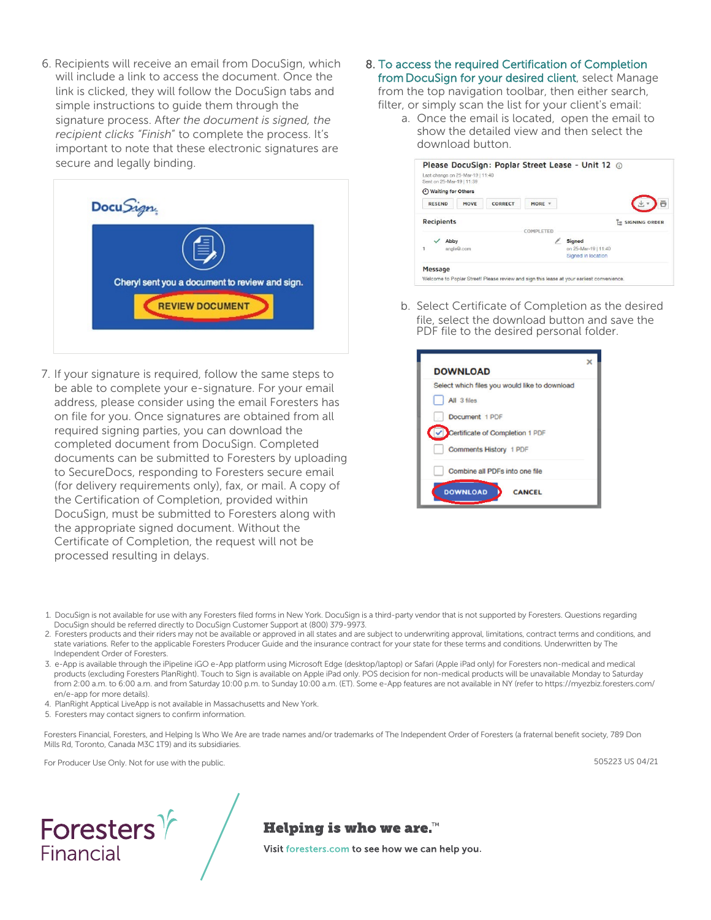6. Recipients will receive an email from DocuSign, which will include a link to access the document. Once the link is clicked, they will follow the DocuSign tabs and simple instructions to guide them through the signature process. After *the document is signed, the recipient clicks "Finish"* to complete the process. It's important to note that these electronic signatures are secure and legally binding.

7. If your signature is required, follow the same steps to be able to complete your e-signature. For your email address, please consider using the email Foresters has on file for you. Once signatures are obtained from all required signing parties, you can download the completed document from DocuSign. Completed documents can be submitted to Foresters by uploading to SecureDocs, responding to Foresters secure email (for delivery requirements only), fax, or mail. A copy of the Certification of Completion, provided within DocuSign, must be submitted to Foresters along with the appropriate signed document. Without the Certificate of Completion, the request will not be processed resulting in delays.

8. To access the required Certification of Completion from DocuSign for your desired client, select Manage from the top navigation toolbar, then either search, filter, or simply scan the list for your client's email:
   a. Once the email is located, open the email to show the detailed view and then select the download button.
   b. Select Certificate of Completion as the desired file, select the download button and save the PDF file to the desired personal folder.

1. DocuSign is not available for use with any Foresters filed forms in New York. DocuSign is a third-party vendor that is not supported by Foresters. Questions regarding DocuSign should be referred directly to DocuSign Customer Support at (800) 379-9973.
2. Foresters products and their riders may not be available or approved in all states and are subject to underwriting approval, limitations, contract terms and conditions, and state variations. Refer to the applicable Foresters Producer Guide and the insurance contract for your state for these terms and conditions. Underwritten by The Independent Order of Foresters.
3. e-App is available through the iPipeline iGO e-App platform using Microsoft Edge (desktop/laptop) or Safari (Apple iPad only) for Foresters non-medical and medical products (excluding Foresters PlanRight). Touch to Sign is available on Apple iPad only. POS decision for non-medical products will be unavailable Monday to Saturday from 2:00 a.m. to 6:00 a.m. and from Saturday 10:00 p.m. to Sunday 10:00 a.m. (ET). Some e-App features are not available in NY (refer to https://myezbiz.foresters.com/en/e-app for more details).
4. PlanRight Apptical LiveApp is not available in Massachusetts and New York.
5. Foresters may contact signers to confirm information.

Foresters Financial, Foresters, and Helping Is Who We Are are trade names and/or trademarks of The Independent Order of Foresters (a fraternal benefit society, 789 Don Mills Rd, Toronto, Canada M3C 1T9) and its subsidiaries.

For Producer Use Only. Not for use with the public.

505223 US 04/21

Foresters Financial

**Helping is who we are.™**

Visit foresters.com to see how we can help you.